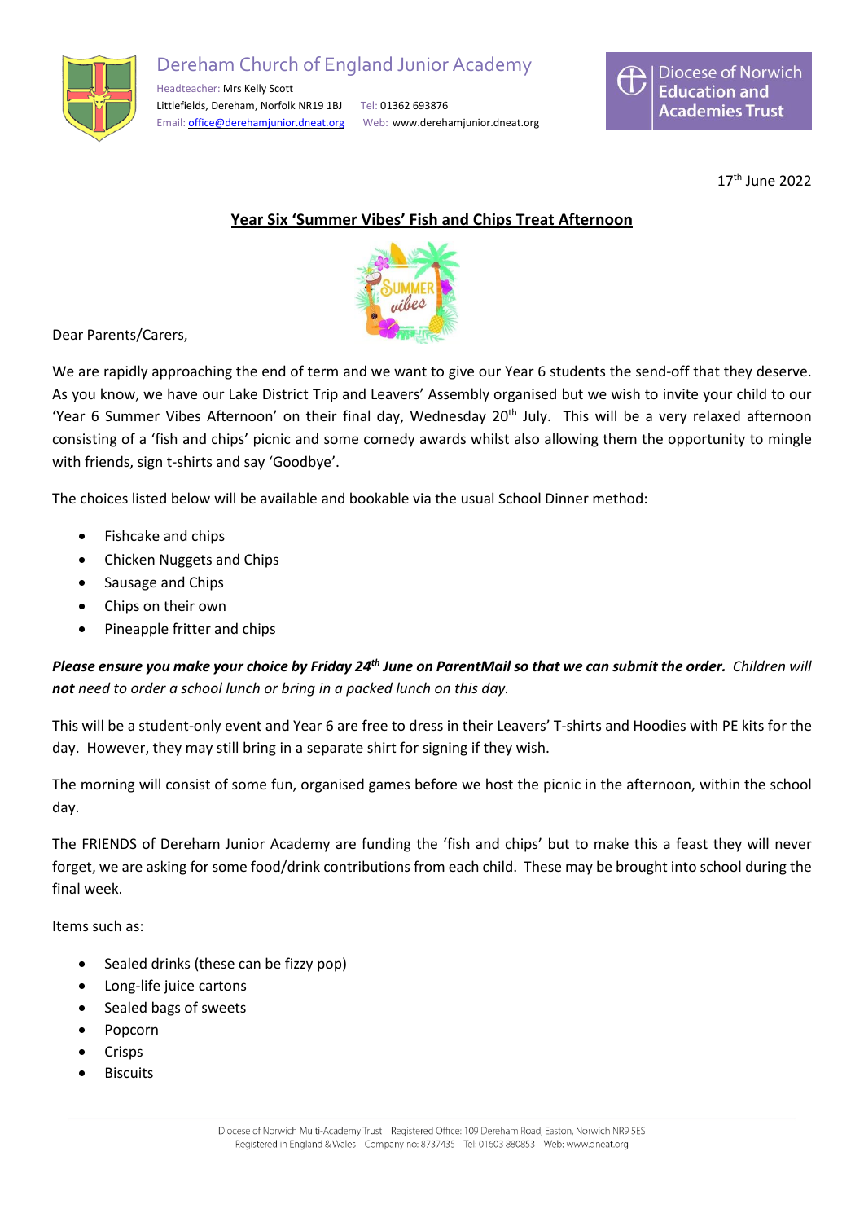Dereham Church of England Junior Academy

Headteacher: Mrs Kelly Scott
Littlefields, Dereham, Norfolk NR19 1BJ Tel: 01362 693876
Email: office@derehamjunior.dneat.org Web: www.derehamjunior.dneat.org

Diocese of Norwich Education and Academies Trust

17th June 2022

## Year Six 'Summer Vibes' Fish and Chips Treat Afternoon

Dear Parents/Carers,

We are rapidly approaching the end of term and we want to give our Year 6 students the send-off that they deserve. As you know, we have our Lake District Trip and Leavers' Assembly organised but we wish to invite your child to our 'Year 6 Summer Vibes Afternoon' on their final day, Wednesday 20th July. This will be a very relaxed afternoon consisting of a 'fish and chips' picnic and some comedy awards whilst also allowing them the opportunity to mingle with friends, sign t-shirts and say 'Goodbye'.

The choices listed below will be available and bookable via the usual School Dinner method:

- Fishcake and chips
- Chicken Nuggets and Chips
- Sausage and Chips
- Chips on their own
- Pineapple fritter and chips

***Please ensure you make your choice by Friday 24th June on ParentMail so that we can submit the order.*** *Children will* ***not*** *need to order a school lunch or bring in a packed lunch on this day.*

This will be a student-only event and Year 6 are free to dress in their Leavers' T-shirts and Hoodies with PE kits for the day. However, they may still bring in a separate shirt for signing if they wish.

The morning will consist of some fun, organised games before we host the picnic in the afternoon, within the school day.

The FRIENDS of Dereham Junior Academy are funding the 'fish and chips' but to make this a feast they will never forget, we are asking for some food/drink contributions from each child. These may be brought into school during the final week.

Items such as:

- Sealed drinks (these can be fizzy pop)
- Long-life juice cartons
- Sealed bags of sweets
- Popcorn
- Crisps
- Biscuits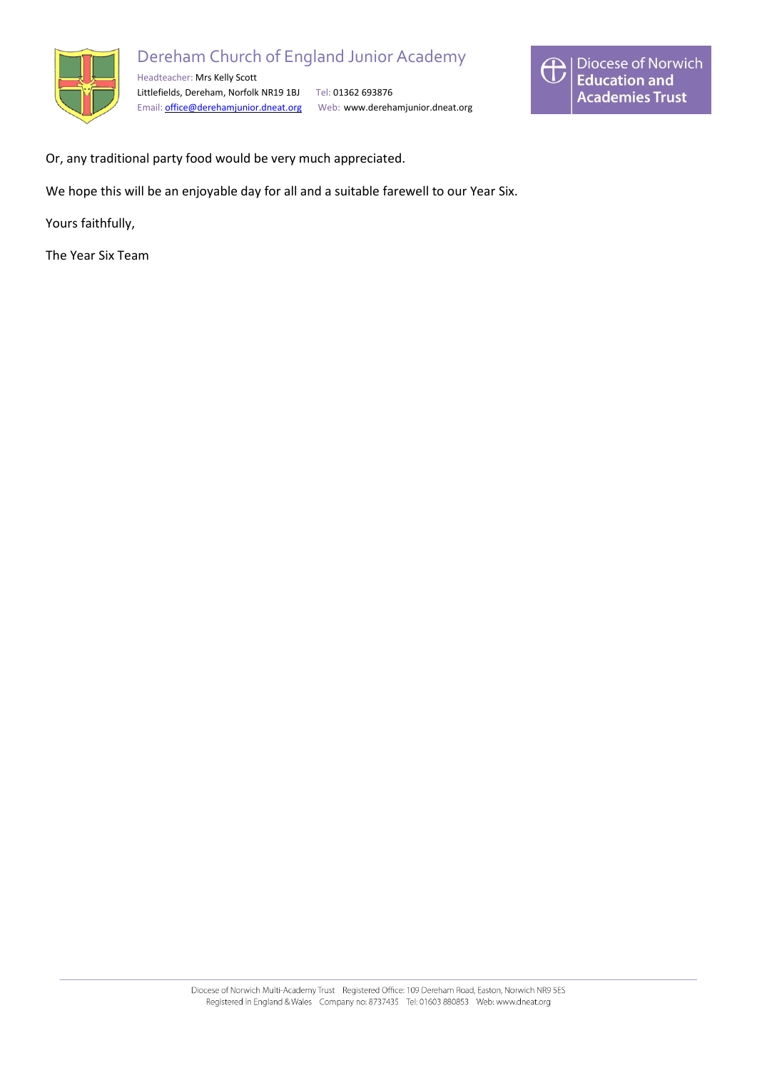Or, any traditional party food would be very much appreciated.

We hope this will be an enjoyable day for all and a suitable farewell to our Year Six.

Yours faithfully,

The Year Six Team